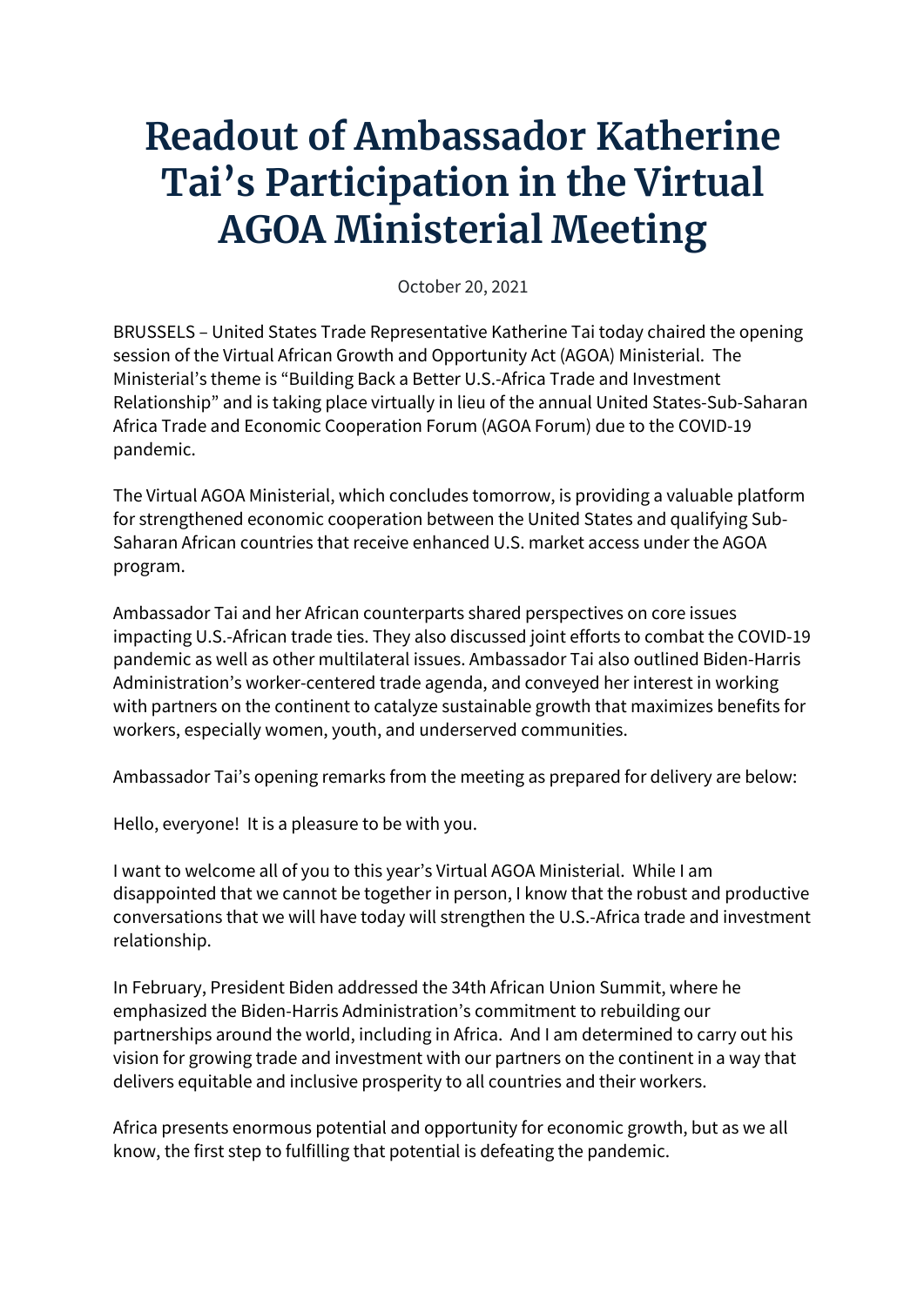# Readout of Ambassador Katherine Tai's Participation in the Virtual AGOA Ministerial Meeting

October 20, 2021

BRUSSELS – United States Trade Representative Katherine Tai today chaired the opening session of the Virtual African Growth and Opportunity Act (AGOA) Ministerial. The Ministerial's theme is "Building Back a Better U.S.-Africa Trade and Investment Relationship" and is taking place virtually in lieu of the annual United States-Sub-Saharan Africa Trade and Economic Cooperation Forum (AGOA Forum) due to the COVID-19 pandemic.

The Virtual AGOA Ministerial, which concludes tomorrow, is providing a valuable platform for strengthened economic cooperation between the United States and qualifying Sub-Saharan African countries that receive enhanced U.S. market access under the AGOA program.

Ambassador Tai and her African counterparts shared perspectives on core issues impacting U.S.-African trade ties. They also discussed joint efforts to combat the COVID-19 pandemic as well as other multilateral issues. Ambassador Tai also outlined Biden-Harris Administration's worker-centered trade agenda, and conveyed her interest in working with partners on the continent to catalyze sustainable growth that maximizes benefits for workers, especially women, youth, and underserved communities.

Ambassador Tai's opening remarks from the meeting as prepared for delivery are below:

Hello, everyone! It is a pleasure to be with you.

I want to welcome all of you to this year's Virtual AGOA Ministerial. While I am disappointed that we cannot be together in person, I know that the robust and productive conversations that we will have today will strengthen the U.S.-Africa trade and investment relationship.

In February, President Biden addressed the 34th African Union Summit, where he emphasized the Biden-Harris Administration's commitment to rebuilding our partnerships around the world, including in Africa. And I am determined to carry out his vision for growing trade and investment with our partners on the continent in a way that delivers equitable and inclusive prosperity to all countries and their workers.

Africa presents enormous potential and opportunity for economic growth, but as we all know, the first step to fulfilling that potential is defeating the pandemic.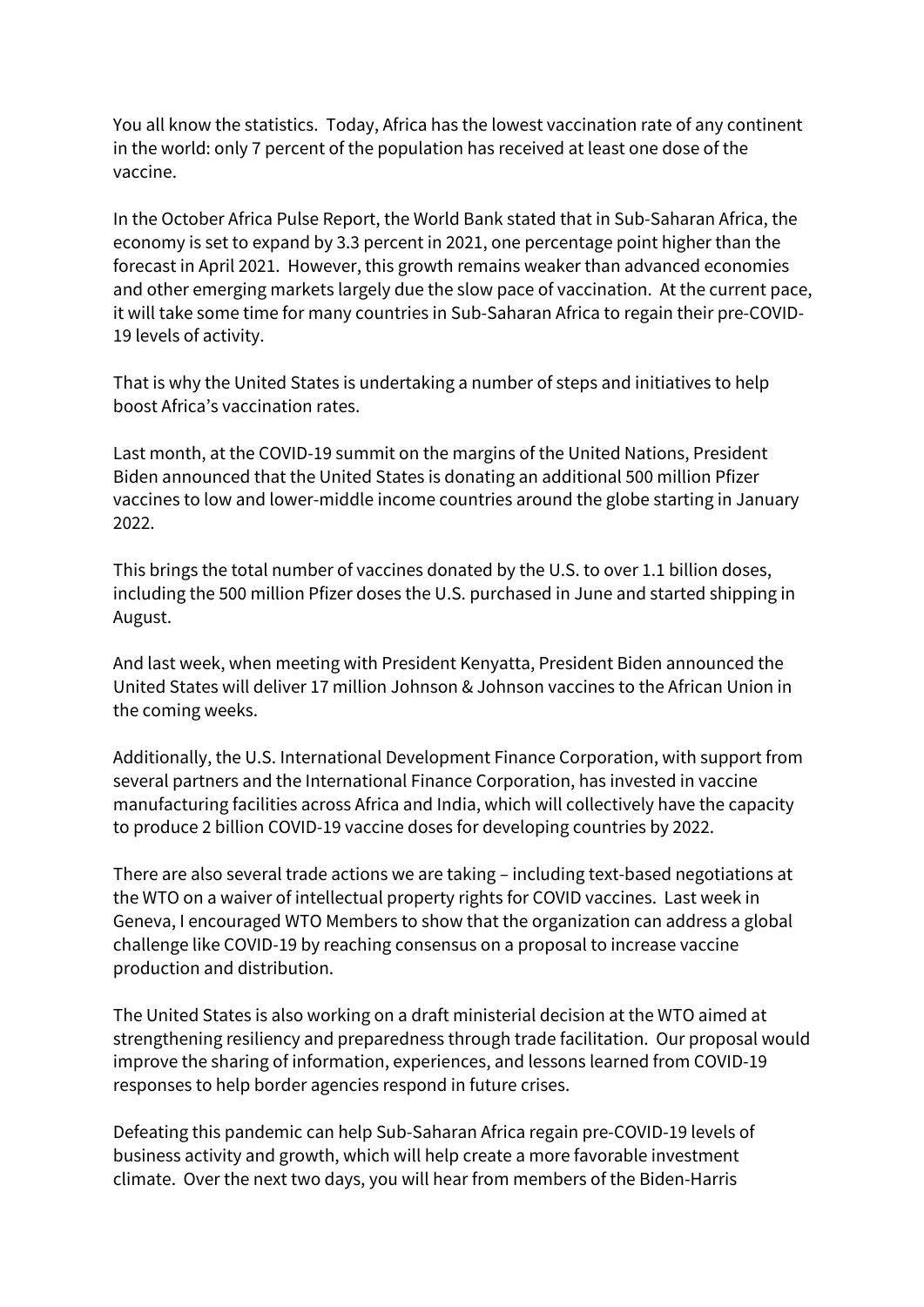You all know the statistics. Today, Africa has the lowest vaccination rate of any continent in the world: only 7 percent of the population has received at least one dose of the vaccine.

In the October Africa Pulse Report, the World Bank stated that in Sub-Saharan Africa, the economy is set to expand by 3.3 percent in 2021, one percentage point higher than the forecast in April 2021. However, this growth remains weaker than advanced economies and other emerging markets largely due the slow pace of vaccination. At the current pace, it will take some time for many countries in Sub-Saharan Africa to regain their pre-COVID-19 levels of activity.

That is why the United States is undertaking a number of steps and initiatives to help boost Africa's vaccination rates.

Last month, at the COVID-19 summit on the margins of the United Nations, President Biden announced that the United States is donating an additional 500 million Pfizer vaccines to low and lower-middle income countries around the globe starting in January 2022.

This brings the total number of vaccines donated by the U.S. to over 1.1 billion doses, including the 500 million Pfizer doses the U.S. purchased in June and started shipping in August.

And last week, when meeting with President Kenyatta, President Biden announced the United States will deliver 17 million Johnson & Johnson vaccines to the African Union in the coming weeks.

Additionally, the U.S. International Development Finance Corporation, with support from several partners and the International Finance Corporation, has invested in vaccine manufacturing facilities across Africa and India, which will collectively have the capacity to produce 2 billion COVID-19 vaccine doses for developing countries by 2022.

There are also several trade actions we are taking – including text-based negotiations at the WTO on a waiver of intellectual property rights for COVID vaccines. Last week in Geneva, I encouraged WTO Members to show that the organization can address a global challenge like COVID-19 by reaching consensus on a proposal to increase vaccine production and distribution.

The United States is also working on a draft ministerial decision at the WTO aimed at strengthening resiliency and preparedness through trade facilitation. Our proposal would improve the sharing of information, experiences, and lessons learned from COVID-19 responses to help border agencies respond in future crises.

Defeating this pandemic can help Sub-Saharan Africa regain pre-COVID-19 levels of business activity and growth, which will help create a more favorable investment climate. Over the next two days, you will hear from members of the Biden-Harris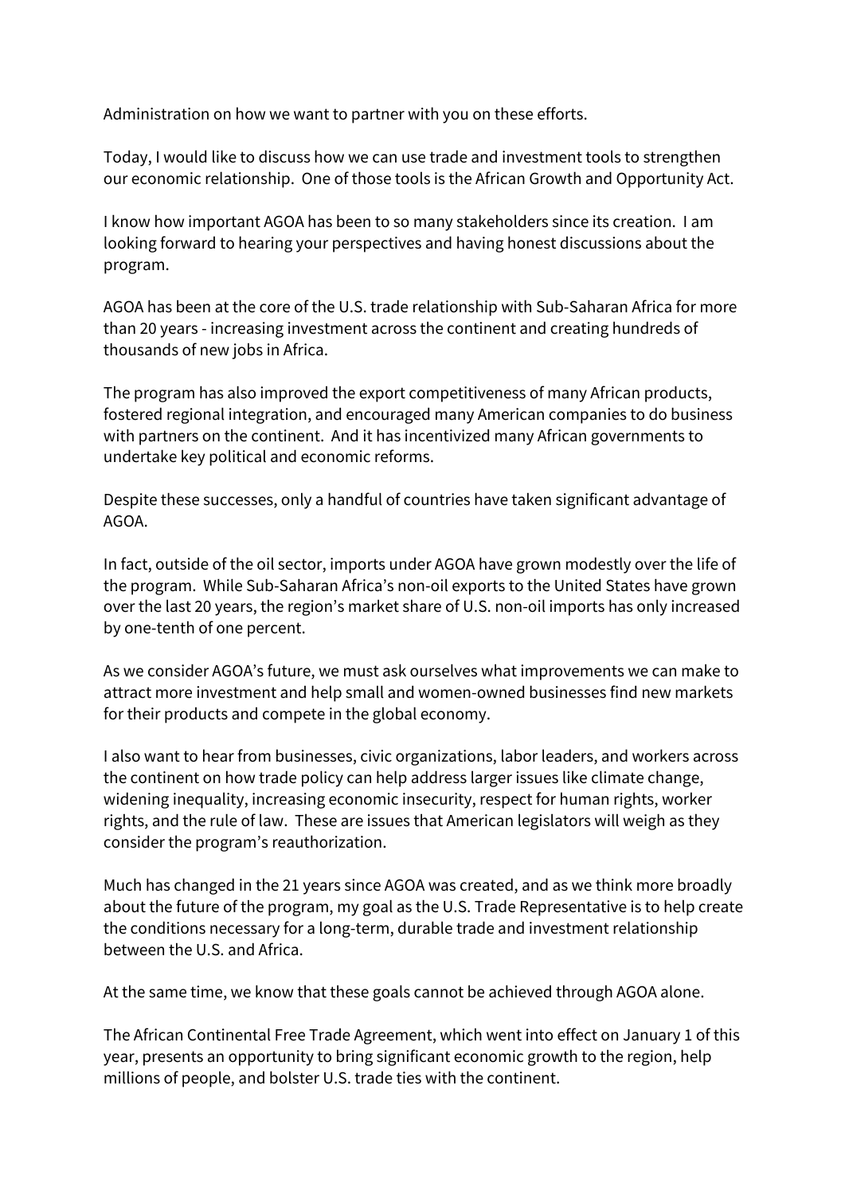Administration on how we want to partner with you on these efforts.

Today, I would like to discuss how we can use trade and investment tools to strengthen our economic relationship. One of those tools is the African Growth and Opportunity Act.

I know how important AGOA has been to so many stakeholders since its creation. I am looking forward to hearing your perspectives and having honest discussions about the program.

AGOA has been at the core of the U.S. trade relationship with Sub-Saharan Africa for more than 20 years - increasing investment across the continent and creating hundreds of thousands of new jobs in Africa.

The program has also improved the export competitiveness of many African products, fostered regional integration, and encouraged many American companies to do business with partners on the continent. And it has incentivized many African governments to undertake key political and economic reforms.

Despite these successes, only a handful of countries have taken significant advantage of AGOA.

In fact, outside of the oil sector, imports under AGOA have grown modestly over the life of the program. While Sub-Saharan Africa's non-oil exports to the United States have grown over the last 20 years, the region's market share of U.S. non-oil imports has only increased by one-tenth of one percent.

As we consider AGOA's future, we must ask ourselves what improvements we can make to attract more investment and help small and women-owned businesses find new markets for their products and compete in the global economy.

I also want to hear from businesses, civic organizations, labor leaders, and workers across the continent on how trade policy can help address larger issues like climate change, widening inequality, increasing economic insecurity, respect for human rights, worker rights, and the rule of law. These are issues that American legislators will weigh as they consider the program's reauthorization.

Much has changed in the 21 years since AGOA was created, and as we think more broadly about the future of the program, my goal as the U.S. Trade Representative is to help create the conditions necessary for a long-term, durable trade and investment relationship between the U.S. and Africa.

At the same time, we know that these goals cannot be achieved through AGOA alone.

The African Continental Free Trade Agreement, which went into effect on January 1 of this year, presents an opportunity to bring significant economic growth to the region, help millions of people, and bolster U.S. trade ties with the continent.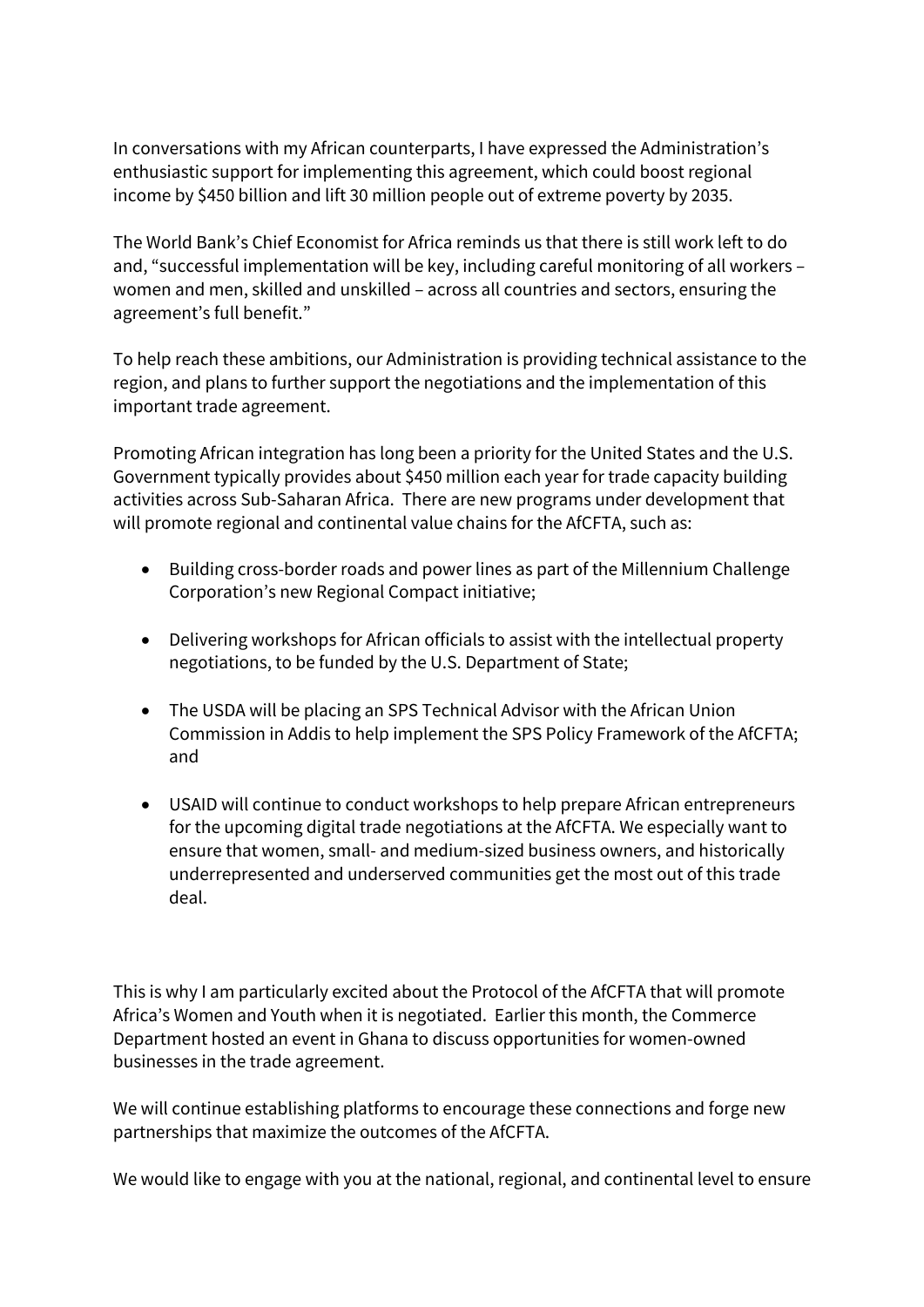In conversations with my African counterparts, I have expressed the Administration's enthusiastic support for implementing this agreement, which could boost regional income by $450 billion and lift 30 million people out of extreme poverty by 2035.

The World Bank's Chief Economist for Africa reminds us that there is still work left to do and, "successful implementation will be key, including careful monitoring of all workers – women and men, skilled and unskilled – across all countries and sectors, ensuring the agreement's full benefit."

To help reach these ambitions, our Administration is providing technical assistance to the region, and plans to further support the negotiations and the implementation of this important trade agreement.

Promoting African integration has long been a priority for the United States and the U.S. Government typically provides about $450 million each year for trade capacity building activities across Sub-Saharan Africa. There are new programs under development that will promote regional and continental value chains for the AfCFTA, such as:

- Building cross-border roads and power lines as part of the Millennium Challenge Corporation's new Regional Compact initiative;

- Delivering workshops for African officials to assist with the intellectual property negotiations, to be funded by the U.S. Department of State;

- The USDA will be placing an SPS Technical Advisor with the African Union Commission in Addis to help implement the SPS Policy Framework of the AfCFTA; and

- USAID will continue to conduct workshops to help prepare African entrepreneurs for the upcoming digital trade negotiations at the AfCFTA. We especially want to ensure that women, small- and medium-sized business owners, and historically underrepresented and underserved communities get the most out of this trade deal.

This is why I am particularly excited about the Protocol of the AfCFTA that will promote Africa's Women and Youth when it is negotiated. Earlier this month, the Commerce Department hosted an event in Ghana to discuss opportunities for women-owned businesses in the trade agreement.

We will continue establishing platforms to encourage these connections and forge new partnerships that maximize the outcomes of the AfCFTA.

We would like to engage with you at the national, regional, and continental level to ensure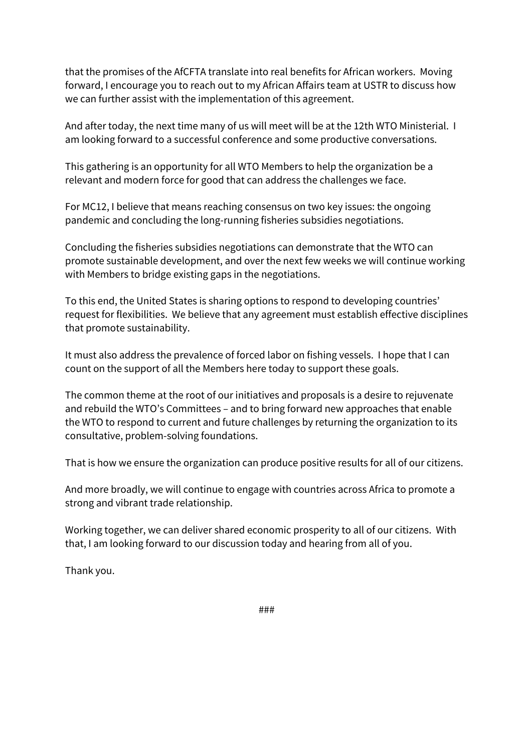that the promises of the AfCFTA translate into real benefits for African workers.  Moving forward, I encourage you to reach out to my African Affairs team at USTR to discuss how we can further assist with the implementation of this agreement.

And after today, the next time many of us will meet will be at the 12th WTO Ministerial.  I am looking forward to a successful conference and some productive conversations.

This gathering is an opportunity for all WTO Members to help the organization be a relevant and modern force for good that can address the challenges we face.

For MC12, I believe that means reaching consensus on two key issues: the ongoing pandemic and concluding the long-running fisheries subsidies negotiations.

Concluding the fisheries subsidies negotiations can demonstrate that the WTO can promote sustainable development, and over the next few weeks we will continue working with Members to bridge existing gaps in the negotiations.

To this end, the United States is sharing options to respond to developing countries' request for flexibilities.  We believe that any agreement must establish effective disciplines that promote sustainability.

It must also address the prevalence of forced labor on fishing vessels.  I hope that I can count on the support of all the Members here today to support these goals.

The common theme at the root of our initiatives and proposals is a desire to rejuvenate and rebuild the WTO's Committees – and to bring forward new approaches that enable the WTO to respond to current and future challenges by returning the organization to its consultative, problem-solving foundations.

That is how we ensure the organization can produce positive results for all of our citizens.

And more broadly, we will continue to engage with countries across Africa to promote a strong and vibrant trade relationship.

Working together, we can deliver shared economic prosperity to all of our citizens.  With that, I am looking forward to our discussion today and hearing from all of you.

Thank you.

###